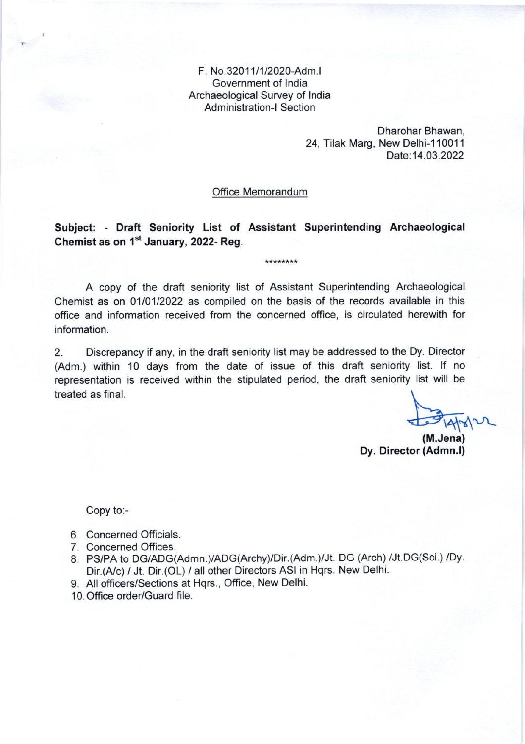F. No.32011/1/2020-Adm.I
Government of India
Archaeological Survey of India
Administration-I Section

Dharohar Bhawan,
24, Tilak Marg, New Delhi-110011
Date:14.03.2022

Office Memorandum

**Subject: - Draft Seniority List of Assistant Superintending Archaeological Chemist as on 1st January, 2022- Reg.**

********

A copy of the draft seniority list of Assistant Superintending Archaeological Chemist as on 01/01/2022 as compiled on the basis of the records available in this office and information received from the concerned office, is circulated herewith for information.

2. Discrepancy if any, in the draft seniority list may be addressed to the Dy. Director (Adm.) within 10 days from the date of issue of this draft seniority list. If no representation is received within the stipulated period, the draft seniority list will be treated as final.

14/3/22

**(M.Jena)**
**Dy. Director (Admn.I)**

Copy to:-

6. Concerned Officials.
7. Concerned Offices.
8. PS/PA to DG/ADG(Admn.)/ADG(Archy)/Dir.(Adm.)/Jt. DG (Arch) /Jt.DG(Sci.) /Dy. Dir.(A/c) / Jt. Dir.(OL) / all other Directors ASI in Hqrs. New Delhi.
9. All officers/Sections at Hqrs., Office, New Delhi.
10. Office order/Guard file.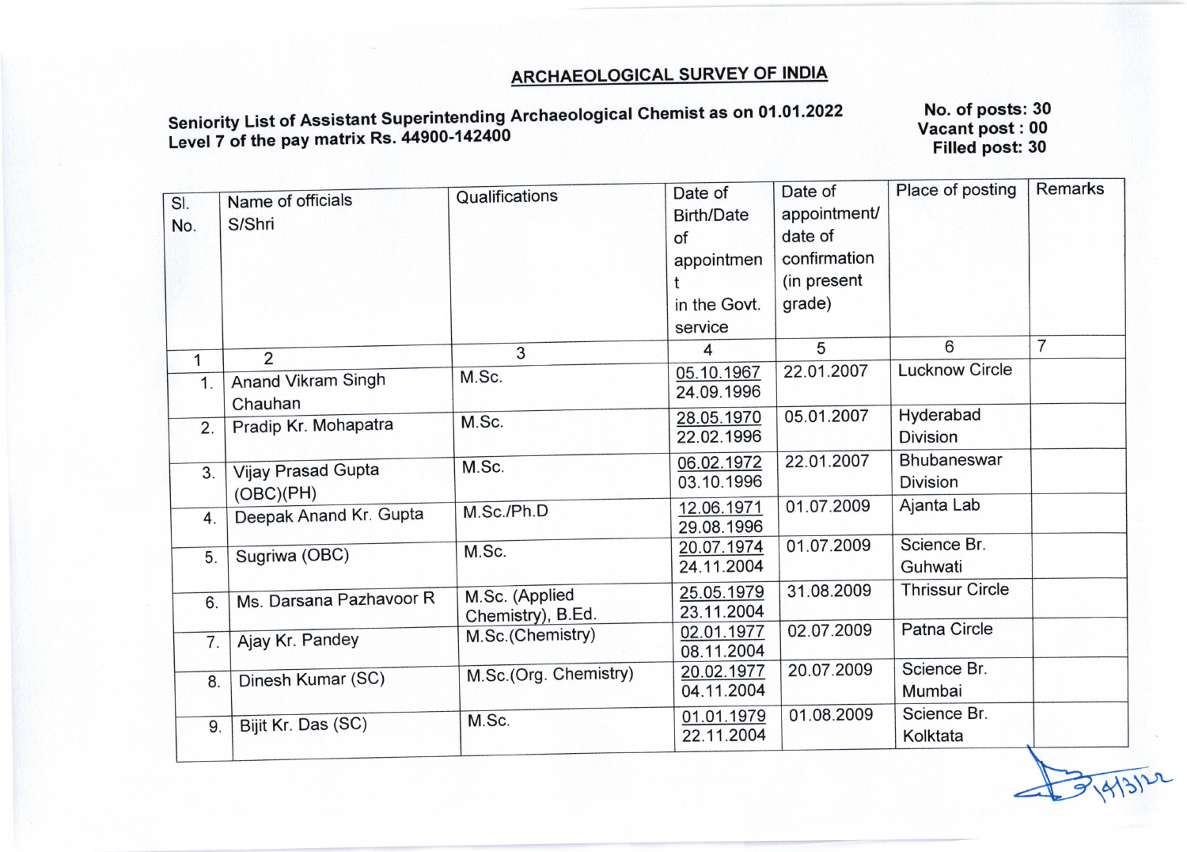## ARCHAEOLOGICAL SURVEY OF INDIA

**Seniority List of Assistant Superintending Archaeological Chemist as on 01.01.2022**
**Level 7 of the pay matrix Rs. 44900-142400**

**No. of posts: 30**
**Vacant post : 00**
**Filled post: 30**

| Sl. No. | Name of officials S/Shri | Qualifications | Date of Birth/Date of appointment in the Govt. service | Date of appointment/ date of confirmation (in present grade) | Place of posting | Remarks |
|---|---|---|---|---|---|---|
| 1 | 2 | 3 | 4 | 5 | 6 | 7 |
| 1. | Anand Vikram Singh Chauhan | M.Sc. | 05.10.1967<br>24.09.1996 | 22.01.2007 | Lucknow Circle | |
| 2. | Pradip Kr. Mohapatra | M.Sc. | 28.05.1970<br>22.02.1996 | 05.01.2007 | Hyderabad Division | |
| 3. | Vijay Prasad Gupta (OBC)(PH) | M.Sc. | 06.02.1972<br>03.10.1996 | 22.01.2007 | Bhubaneswar Division | |
| 4. | Deepak Anand Kr. Gupta | M.Sc./Ph.D | 12.06.1971<br>29.08.1996 | 01.07.2009 | Ajanta Lab | |
| 5. | Sugriwa (OBC) | M.Sc. | 20.07.1974<br>24.11.2004 | 01.07.2009 | Science Br. Guhwati | |
| 6. | Ms. Darsana Pazhavoor R | M.Sc. (Applied Chemistry), B.Ed. | 25.05.1979<br>23.11.2004 | 31.08.2009 | Thrissur Circle | |
| 7. | Ajay Kr. Pandey | M.Sc.(Chemistry) | 02.01.1977<br>08.11.2004 | 02.07.2009 | Patna Circle | |
| 8. | Dinesh Kumar (SC) | M.Sc.(Org. Chemistry) | 20.02.1977<br>04.11.2004 | 20.07.2009 | Science Br. Mumbai | |
| 9. | Bijit Kr. Das (SC) | M.Sc. | 01.01.1979<br>22.11.2004 | 01.08.2009 | Science Br. Kolktata | |

14/3/22